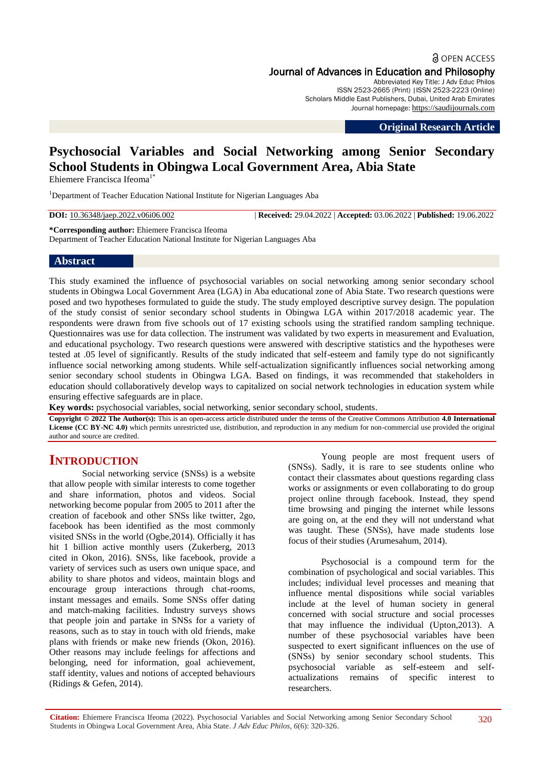OPEN ACCESS

Journal of Advances in Education and Philosophy

Abbreviated Key Title: J Adv Educ Philos
ISSN 2523-2665 (Print) |ISSN 2523-2223 (Online)
Scholars Middle East Publishers, Dubai, United Arab Emirates
Journal homepage: https://saudijournals.com

**Original Research Article**

# Psychosocial Variables and Social Networking among Senior Secondary School Students in Obingwa Local Government Area, Abia State

Ehiemere Francisca Ifeoma[1*]

[1]Department of Teacher Education National Institute for Nigerian Languages Aba

**DOI:** 10.36348/jaep.2022.v06i06.002 | **Received:** 29.04.2022 | **Accepted:** 03.06.2022 | **Published:** 19.06.2022

**\*Corresponding author:** Ehiemere Francisca Ifeoma
Department of Teacher Education National Institute for Nigerian Languages Aba

## Abstract

This study examined the influence of psychosocial variables on social networking among senior secondary school students in Obingwa Local Government Area (LGA) in Aba educational zone of Abia State. Two research questions were posed and two hypotheses formulated to guide the study. The study employed descriptive survey design. The population of the study consist of senior secondary school students in Obingwa LGA within 2017/2018 academic year. The respondents were drawn from five schools out of 17 existing schools using the stratified random sampling technique. Questionnaires was use for data collection. The instrument was validated by two experts in measurement and Evaluation, and educational psychology. Two research questions were answered with descriptive statistics and the hypotheses were tested at .05 level of significantly. Results of the study indicated that self-esteem and family type do not significantly influence social networking among students. While self-actualization significantly influences social networking among senior secondary school students in Obingwa LGA. Based on findings, it was recommended that stakeholders in education should collaboratively develop ways to capitalized on social network technologies in education system while ensuring effective safeguards are in place.

**Key words:** psychosocial variables, social networking, senior secondary school, students.

**Copyright © 2022 The Author(s):** This is an open-access article distributed under the terms of the Creative Commons Attribution **4.0 International License (CC BY-NC 4.0)** which permits unrestricted use, distribution, and reproduction in any medium for non-commercial use provided the original author and source are credited.

## INTRODUCTION

Social networking service (SNSs) is a website that allow people with similar interests to come together and share information, photos and videos. Social networking become popular from 2005 to 2011 after the creation of facebook and other SNSs like twitter, 2go, facebook has been identified as the most commonly visited SNSs in the world (Ogbe,2014). Officially it has hit 1 billion active monthly users (Zukerberg, 2013 cited in Okon, 2016). SNSs, like facebook, provide a variety of services such as users own unique space, and ability to share photos and videos, maintain blogs and encourage group interactions through chat-rooms, instant messages and emails. Some SNSs offer dating and match-making facilities. Industry surveys shows that people join and partake in SNSs for a variety of reasons, such as to stay in touch with old friends, make plans with friends or make new friends (Okon, 2016). Other reasons may include feelings for affections and belonging, need for information, goal achievement, staff identity, values and notions of accepted behaviours (Ridings & Gefen, 2014).

Young people are most frequent users of (SNSs). Sadly, it is rare to see students online who contact their classmates about questions regarding class works or assignments or even collaborating to do group project online through facebook. Instead, they spend time browsing and pinging the internet while lessons are going on, at the end they will not understand what was taught. These (SNSs), have made students lose focus of their studies (Arumesahum, 2014).

Psychosocial is a compound term for the combination of psychological and social variables. This includes; individual level processes and meaning that influence mental dispositions while social variables include at the level of human society in general concerned with social structure and social processes that may influence the individual (Upton,2013). A number of these psychosocial variables have been suspected to exert significant influences on the use of (SNSs) by senior secondary school students. This psychosocial variable as self-esteem and self-actualizations remains of specific interest to researchers.

**Citation:** Ehiemere Francisca Ifeoma (2022). Psychosocial Variables and Social Networking among Senior Secondary School Students in Obingwa Local Government Area, Abia State. *J Adv Educ Philos, 6*(6): 320-326.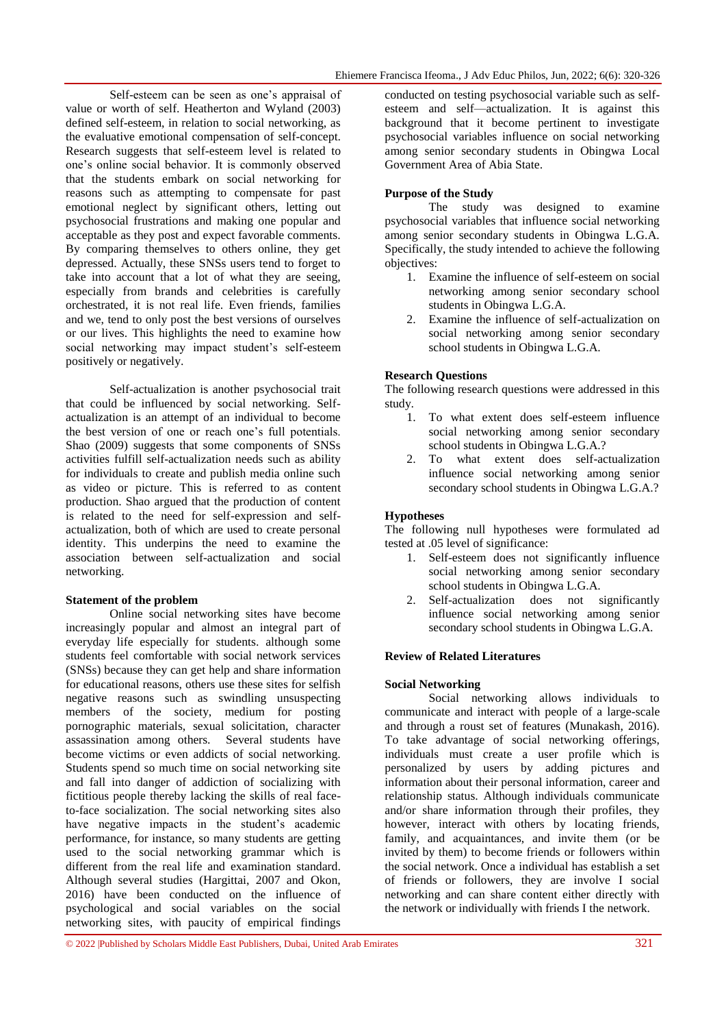Self-esteem can be seen as one's appraisal of value or worth of self. Heatherton and Wyland (2003) defined self-esteem, in relation to social networking, as the evaluative emotional compensation of self-concept. Research suggests that self-esteem level is related to one's online social behavior. It is commonly observed that the students embark on social networking for reasons such as attempting to compensate for past emotional neglect by significant others, letting out psychosocial frustrations and making one popular and acceptable as they post and expect favorable comments. By comparing themselves to others online, they get depressed. Actually, these SNSs users tend to forget to take into account that a lot of what they are seeing, especially from brands and celebrities is carefully orchestrated, it is not real life. Even friends, families and we, tend to only post the best versions of ourselves or our lives. This highlights the need to examine how social networking may impact student's self-esteem positively or negatively.

Self-actualization is another psychosocial trait that could be influenced by social networking. Self-actualization is an attempt of an individual to become the best version of one or reach one's full potentials. Shao (2009) suggests that some components of SNSs activities fulfill self-actualization needs such as ability for individuals to create and publish media online such as video or picture. This is referred to as content production. Shao argued that the production of content is related to the need for self-expression and self-actualization, both of which are used to create personal identity. This underpins the need to examine the association between self-actualization and social networking.

**Statement of the problem**

Online social networking sites have become increasingly popular and almost an integral part of everyday life especially for students. although some students feel comfortable with social network services (SNSs) because they can get help and share information for educational reasons, others use these sites for selfish negative reasons such as swindling unsuspecting members of the society, medium for posting pornographic materials, sexual solicitation, character assassination among others. Several students have become victims or even addicts of social networking. Students spend so much time on social networking site and fall into danger of addiction of socializing with fictitious people thereby lacking the skills of real face-to-face socialization. The social networking sites also have negative impacts in the student's academic performance, for instance, so many students are getting used to the social networking grammar which is different from the real life and examination standard. Although several studies (Hargittai, 2007 and Okon, 2016) have been conducted on the influence of psychological and social variables on the social networking sites, with paucity of empirical findings conducted on testing psychosocial variable such as self-esteem and self—actualization. It is against this background that it become pertinent to investigate psychosocial variables influence on social networking among senior secondary students in Obingwa Local Government Area of Abia State.

**Purpose of the Study**

The study was designed to examine psychosocial variables that influence social networking among senior secondary students in Obingwa L.G.A. Specifically, the study intended to achieve the following objectives:

1. Examine the influence of self-esteem on social networking among senior secondary school students in Obingwa L.G.A.
2. Examine the influence of self-actualization on social networking among senior secondary school students in Obingwa L.G.A.

**Research Questions**

The following research questions were addressed in this study.

1. To what extent does self-esteem influence social networking among senior secondary school students in Obingwa L.G.A.?
2. To what extent does self-actualization influence social networking among senior secondary school students in Obingwa L.G.A.?

**Hypotheses**

The following null hypotheses were formulated ad tested at .05 level of significance:

1. Self-esteem does not significantly influence social networking among senior secondary school students in Obingwa L.G.A.
2. Self-actualization does not significantly influence social networking among senior secondary school students in Obingwa L.G.A.

**Review of Related Literatures**

**Social Networking**

Social networking allows individuals to communicate and interact with people of a large-scale and through a roust set of features (Munakash, 2016). To take advantage of social networking offerings, individuals must create a user profile which is personalized by users by adding pictures and information about their personal information, career and relationship status. Although individuals communicate and/or share information through their profiles, they however, interact with others by locating friends, family, and acquaintances, and invite them (or be invited by them) to become friends or followers within the social network. Once a individual has establish a set of friends or followers, they are involve I social networking and can share content either directly with the network or individually with friends I the network.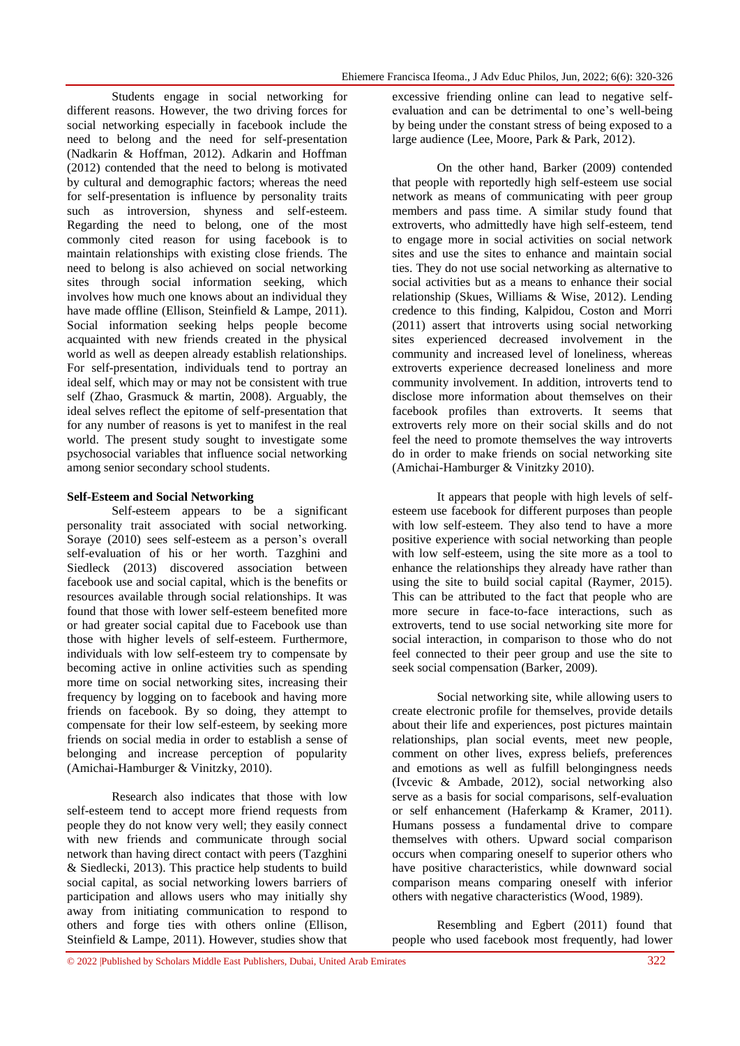Students engage in social networking for different reasons. However, the two driving forces for social networking especially in facebook include the need to belong and the need for self-presentation (Nadkarin & Hoffman, 2012). Adkarin and Hoffman (2012) contended that the need to belong is motivated by cultural and demographic factors; whereas the need for self-presentation is influence by personality traits such as introversion, shyness and self-esteem. Regarding the need to belong, one of the most commonly cited reason for using facebook is to maintain relationships with existing close friends. The need to belong is also achieved on social networking sites through social information seeking, which involves how much one knows about an individual they have made offline (Ellison, Steinfield & Lampe, 2011). Social information seeking helps people become acquainted with new friends created in the physical world as well as deepen already establish relationships. For self-presentation, individuals tend to portray an ideal self, which may or may not be consistent with true self (Zhao, Grasmuck & martin, 2008). Arguably, the ideal selves reflect the epitome of self-presentation that for any number of reasons is yet to manifest in the real world. The present study sought to investigate some psychosocial variables that influence social networking among senior secondary school students.

### Self-Esteem and Social Networking

Self-esteem appears to be a significant personality trait associated with social networking. Soraye (2010) sees self-esteem as a person's overall self-evaluation of his or her worth. Tazghini and Siedleck (2013) discovered association between facebook use and social capital, which is the benefits or resources available through social relationships. It was found that those with lower self-esteem benefited more or had greater social capital due to Facebook use than those with higher levels of self-esteem. Furthermore, individuals with low self-esteem try to compensate by becoming active in online activities such as spending more time on social networking sites, increasing their frequency by logging on to facebook and having more friends on facebook. By so doing, they attempt to compensate for their low self-esteem, by seeking more friends on social media in order to establish a sense of belonging and increase perception of popularity (Amichai-Hamburger & Vinitzky, 2010).

Research also indicates that those with low self-esteem tend to accept more friend requests from people they do not know very well; they easily connect with new friends and communicate through social network than having direct contact with peers (Tazghini & Siedlecki, 2013). This practice help students to build social capital, as social networking lowers barriers of participation and allows users who may initially shy away from initiating communication to respond to others and forge ties with others online (Ellison, Steinfield & Lampe, 2011). However, studies show that excessive friending online can lead to negative self-evaluation and can be detrimental to one's well-being by being under the constant stress of being exposed to a large audience (Lee, Moore, Park & Park, 2012).

On the other hand, Barker (2009) contended that people with reportedly high self-esteem use social network as means of communicating with peer group members and pass time. A similar study found that extroverts, who admittedly have high self-esteem, tend to engage more in social activities on social network sites and use the sites to enhance and maintain social ties. They do not use social networking as alternative to social activities but as a means to enhance their social relationship (Skues, Williams & Wise, 2012). Lending credence to this finding, Kalpidou, Coston and Morri (2011) assert that introverts using social networking sites experienced decreased involvement in the community and increased level of loneliness, whereas extroverts experience decreased loneliness and more community involvement. In addition, introverts tend to disclose more information about themselves on their facebook profiles than extroverts. It seems that extroverts rely more on their social skills and do not feel the need to promote themselves the way introverts do in order to make friends on social networking site (Amichai-Hamburger & Vinitzky 2010).

It appears that people with high levels of self-esteem use facebook for different purposes than people with low self-esteem. They also tend to have a more positive experience with social networking than people with low self-esteem, using the site more as a tool to enhance the relationships they already have rather than using the site to build social capital (Raymer, 2015). This can be attributed to the fact that people who are more secure in face-to-face interactions, such as extroverts, tend to use social networking site more for social interaction, in comparison to those who do not feel connected to their peer group and use the site to seek social compensation (Barker, 2009).

Social networking site, while allowing users to create electronic profile for themselves, provide details about their life and experiences, post pictures maintain relationships, plan social events, meet new people, comment on other lives, express beliefs, preferences and emotions as well as fulfill belongingness needs (Ivcevic & Ambade, 2012), social networking also serve as a basis for social comparisons, self-evaluation or self enhancement (Haferkamp & Kramer, 2011). Humans possess a fundamental drive to compare themselves with others. Upward social comparison occurs when comparing oneself to superior others who have positive characteristics, while downward social comparison means comparing oneself with inferior others with negative characteristics (Wood, 1989).

Resembling and Egbert (2011) found that people who used facebook most frequently, had lower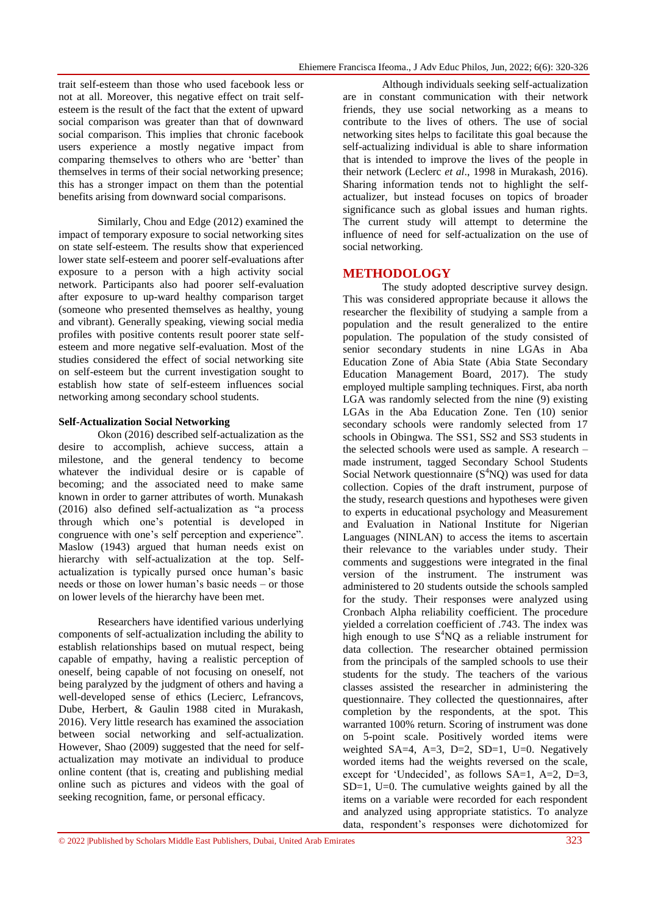trait self-esteem than those who used facebook less or not at all. Moreover, this negative effect on trait self-esteem is the result of the fact that the extent of upward social comparison was greater than that of downward social comparison. This implies that chronic facebook users experience a mostly negative impact from comparing themselves to others who are 'better' than themselves in terms of their social networking presence; this has a stronger impact on them than the potential benefits arising from downward social comparisons.

Similarly, Chou and Edge (2012) examined the impact of temporary exposure to social networking sites on state self-esteem. The results show that experienced lower state self-esteem and poorer self-evaluations after exposure to a person with a high activity social network. Participants also had poorer self-evaluation after exposure to up-ward healthy comparison target (someone who presented themselves as healthy, young and vibrant). Generally speaking, viewing social media profiles with positive contents result poorer state self-esteem and more negative self-evaluation. Most of the studies considered the effect of social networking site on self-esteem but the current investigation sought to establish how state of self-esteem influences social networking among secondary school students.

**Self-Actualization Social Networking**

Okon (2016) described self-actualization as the desire to accomplish, achieve success, attain a milestone, and the general tendency to become whatever the individual desire or is capable of becoming; and the associated need to make same known in order to garner attributes of worth. Munakash (2016) also defined self-actualization as "a process through which one's potential is developed in congruence with one's self perception and experience". Maslow (1943) argued that human needs exist on hierarchy with self-actualization at the top. Self-actualization is typically pursed once human's basic needs or those on lower human's basic needs – or those on lower levels of the hierarchy have been met.

Researchers have identified various underlying components of self-actualization including the ability to establish relationships based on mutual respect, being capable of empathy, having a realistic perception of oneself, being capable of not focusing on oneself, not being paralyzed by the judgment of others and having a well-developed sense of ethics (Lecierc, Lefrancovs, Dube, Herbert, & Gaulin 1988 cited in Murakash, 2016). Very little research has examined the association between social networking and self-actualization. However, Shao (2009) suggested that the need for self-actualization may motivate an individual to produce online content (that is, creating and publishing medial online such as pictures and videos with the goal of seeking recognition, fame, or personal efficacy.

Although individuals seeking self-actualization are in constant communication with their network friends, they use social networking as a means to contribute to the lives of others. The use of social networking sites helps to facilitate this goal because the self-actualizing individual is able to share information that is intended to improve the lives of the people in their network (Leclerc *et al*., 1998 in Murakash, 2016). Sharing information tends not to highlight the self-actualizer, but instead focuses on topics of broader significance such as global issues and human rights. The current study will attempt to determine the influence of need for self-actualization on the use of social networking.

## METHODOLOGY

The study adopted descriptive survey design. This was considered appropriate because it allows the researcher the flexibility of studying a sample from a population and the result generalized to the entire population. The population of the study consisted of senior secondary students in nine LGAs in Aba Education Zone of Abia State (Abia State Secondary Education Management Board, 2017). The study employed multiple sampling techniques. First, aba north LGA was randomly selected from the nine (9) existing LGAs in the Aba Education Zone. Ten (10) senior secondary schools were randomly selected from 17 schools in Obingwa. The SS1, SS2 and SS3 students in the selected schools were used as sample. A research – made instrument, tagged Secondary School Students Social Network questionnaire ($S^4NQ$) was used for data collection. Copies of the draft instrument, purpose of the study, research questions and hypotheses were given to experts in educational psychology and Measurement and Evaluation in National Institute for Nigerian Languages (NINLAN) to access the items to ascertain their relevance to the variables under study. Their comments and suggestions were integrated in the final version of the instrument. The instrument was administered to 20 students outside the schools sampled for the study. Their responses were analyzed using Cronbach Alpha reliability coefficient. The procedure yielded a correlation coefficient of .743. The index was high enough to use $S^4NQ$ as a reliable instrument for data collection. The researcher obtained permission from the principals of the sampled schools to use their students for the study. The teachers of the various classes assisted the researcher in administering the questionnaire. They collected the questionnaires, after completion by the respondents, at the spot. This warranted 100% return. Scoring of instrument was done on 5-point scale. Positively worded items were weighted SA=4, A=3, D=2, SD=1, U=0. Negatively worded items had the weights reversed on the scale, except for 'Undecided', as follows SA=1, A=2, D=3, SD=1, U=0. The cumulative weights gained by all the items on a variable were recorded for each respondent and analyzed using appropriate statistics. To analyze data, respondent's responses were dichotomized for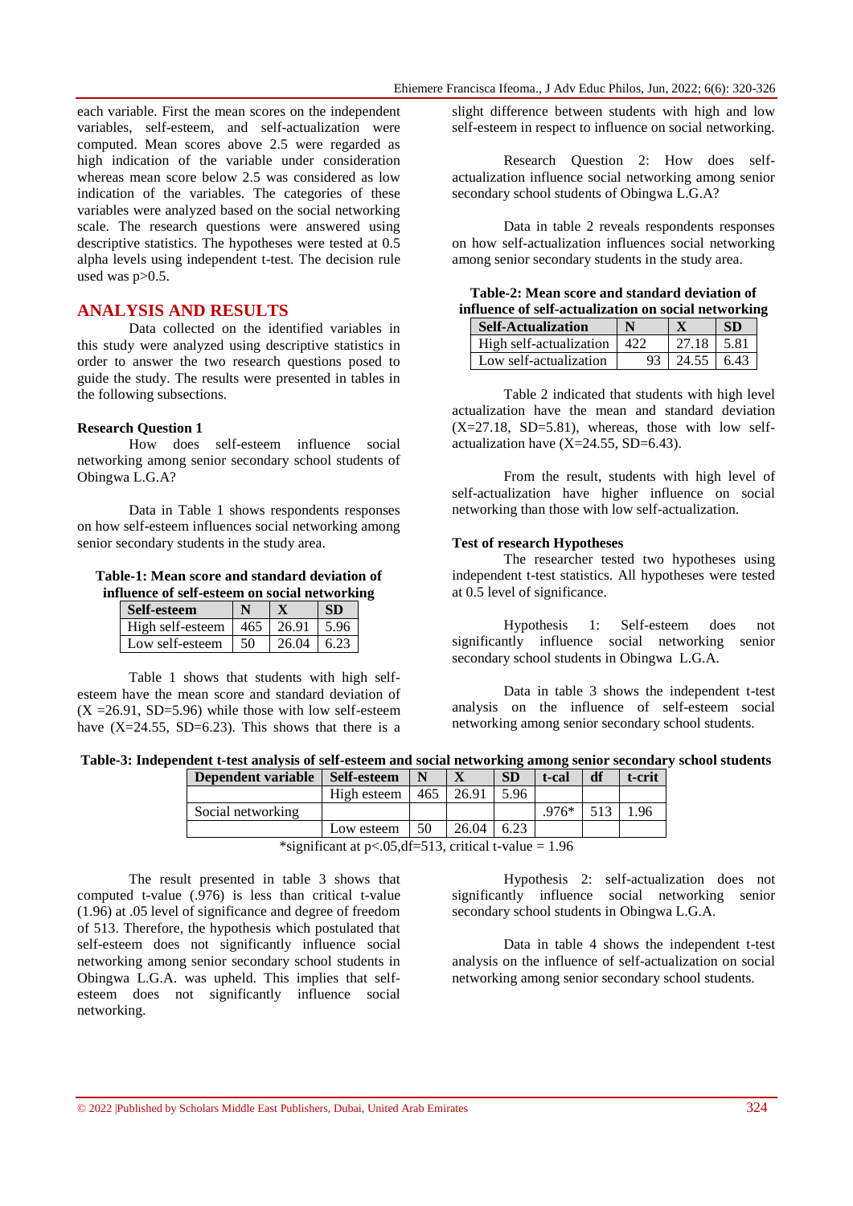each variable. First the mean scores on the independent variables, self-esteem, and self-actualization were computed. Mean scores above 2.5 were regarded as high indication of the variable under consideration whereas mean score below 2.5 was considered as low indication of the variables. The categories of these variables were analyzed based on the social networking scale. The research questions were answered using descriptive statistics. The hypotheses were tested at 0.5 alpha levels using independent t-test. The decision rule used was p>0.5.

## ANALYSIS AND RESULTS

Data collected on the identified variables in this study were analyzed using descriptive statistics in order to answer the two research questions posed to guide the study. The results were presented in tables in the following subsections.

**Research Question 1**

How does self-esteem influence social networking among senior secondary school students of Obingwa L.G.A?

Data in Table 1 shows respondents responses on how self-esteem influences social networking among senior secondary students in the study area.

**Table-1: Mean score and standard deviation of influence of self-esteem on social networking**

| Self-esteem | N | X | SD |
|---|---|---|---|
| High self-esteem | 465 | 26.91 | 5.96 |
| Low self-esteem | 50 | 26.04 | 6.23 |

Table 1 shows that students with high self-esteem have the mean score and standard deviation of (X =26.91, SD=5.96) while those with low self-esteem have (X=24.55, SD=6.23). This shows that there is a slight difference between students with high and low self-esteem in respect to influence on social networking.

Research Question 2: How does self-actualization influence social networking among senior secondary school students of Obingwa L.G.A?

Data in table 2 reveals respondents responses on how self-actualization influences social networking among senior secondary students in the study area.

**Table-2: Mean score and standard deviation of influence of self-actualization on social networking**

| Self-Actualization | N | X | SD |
|---|---|---|---|
| High self-actualization | 422 | 27.18 | 5.81 |
| Low self-actualization | 93 | 24.55 | 6.43 |

Table 2 indicated that students with high level actualization have the mean and standard deviation (X=27.18, SD=5.81), whereas, those with low self-actualization have (X=24.55, SD=6.43).

From the result, students with high level of self-actualization have higher influence on social networking than those with low self-actualization.

**Test of research Hypotheses**

The researcher tested two hypotheses using independent t-test statistics. All hypotheses were tested at 0.5 level of significance.

Hypothesis 1: Self-esteem does not significantly influence social networking senior secondary school students in Obingwa L.G.A.

Data in table 3 shows the independent t-test analysis on the influence of self-esteem social networking among senior secondary school students.

**Table-3: Independent t-test analysis of self-esteem and social networking among senior secondary school students**

| Dependent variable | Self-esteem | N | X | SD | t-cal | df | t-crit |
|---|---|---|---|---|---|---|---|
| | High esteem | 465 | 26.91 | 5.96 | | | |
| Social networking | | | | | .976* | 513 | 1.96 |
| | Low esteem | 50 | 26.04 | 6.23 | | | |

*significant at p<.05,df=513, critical t-value = 1.96

The result presented in table 3 shows that computed t-value (.976) is less than critical t-value (1.96) at .05 level of significance and degree of freedom of 513. Therefore, the hypothesis which postulated that self-esteem does not significantly influence social networking among senior secondary school students in Obingwa L.G.A. was upheld. This implies that self-esteem does not significantly influence social networking.

Hypothesis 2: self-actualization does not significantly influence social networking senior secondary school students in Obingwa L.G.A.

Data in table 4 shows the independent t-test analysis on the influence of self-actualization on social networking among senior secondary school students.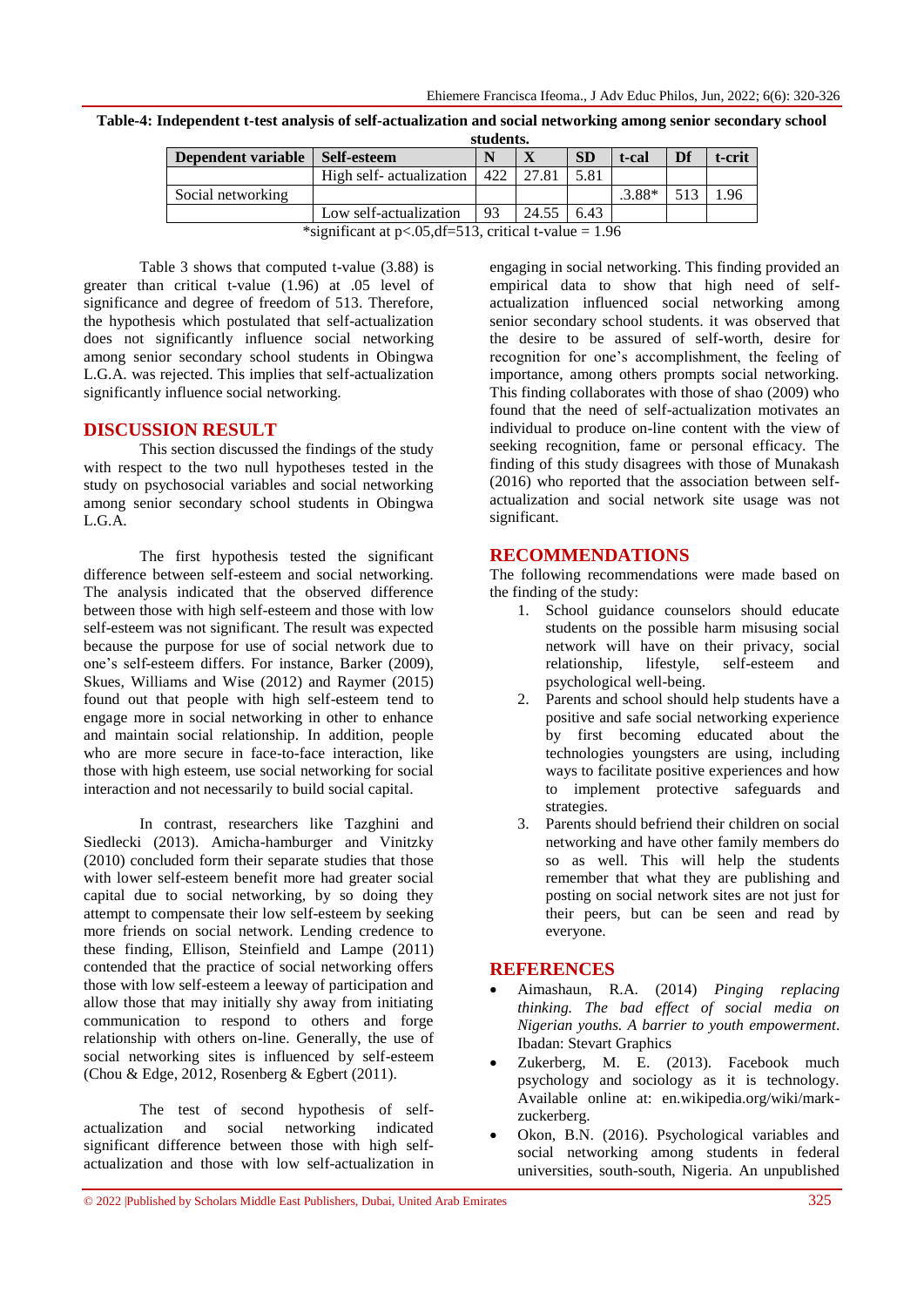**Table-4: Independent t-test analysis of self-actualization and social networking among senior secondary school students.**

| Dependent variable | Self-esteem | N | X | SD | t-cal | Df | t-crit |
|---|---|---|---|---|---|---|---|
| | High self- actualization | 422 | 27.81 | 5.81 | | | |
| Social networking | | | | | .3.88* | 513 | 1.96 |
| | Low self-actualization | 93 | 24.55 | 6.43 | | | |

*significant at p<.05,df=513, critical t-value = 1.96

Table 3 shows that computed t-value (3.88) is greater than critical t-value (1.96) at .05 level of significance and degree of freedom of 513. Therefore, the hypothesis which postulated that self-actualization does not significantly influence social networking among senior secondary school students in Obingwa L.G.A. was rejected. This implies that self-actualization significantly influence social networking.

## DISCUSSION RESULT

This section discussed the findings of the study with respect to the two null hypotheses tested in the study on psychosocial variables and social networking among senior secondary school students in Obingwa L.G.A.

The first hypothesis tested the significant difference between self-esteem and social networking. The analysis indicated that the observed difference between those with high self-esteem and those with low self-esteem was not significant. The result was expected because the purpose for use of social network due to one's self-esteem differs. For instance, Barker (2009), Skues, Williams and Wise (2012) and Raymer (2015) found out that people with high self-esteem tend to engage more in social networking in other to enhance and maintain social relationship. In addition, people who are more secure in face-to-face interaction, like those with high esteem, use social networking for social interaction and not necessarily to build social capital.

In contrast, researchers like Tazghini and Siedlecki (2013). Amicha-hamburger and Vinitzky (2010) concluded form their separate studies that those with lower self-esteem benefit more had greater social capital due to social networking, by so doing they attempt to compensate their low self-esteem by seeking more friends on social network. Lending credence to these finding, Ellison, Steinfield and Lampe (2011) contended that the practice of social networking offers those with low self-esteem a leeway of participation and allow those that may initially shy away from initiating communication to respond to others and forge relationship with others on-line. Generally, the use of social networking sites is influenced by self-esteem (Chou & Edge, 2012, Rosenberg & Egbert (2011).

The test of second hypothesis of self-actualization and social networking indicated significant difference between those with high self-actualization and those with low self-actualization in engaging in social networking. This finding provided an empirical data to show that high need of self-actualization influenced social networking among senior secondary school students. it was observed that the desire to be assured of self-worth, desire for recognition for one's accomplishment, the feeling of importance, among others prompts social networking. This finding collaborates with those of shao (2009) who found that the need of self-actualization motivates an individual to produce on-line content with the view of seeking recognition, fame or personal efficacy. The finding of this study disagrees with those of Munakash (2016) who reported that the association between self-actualization and social network site usage was not significant.

## RECOMMENDATIONS

The following recommendations were made based on the finding of the study:

1. School guidance counselors should educate students on the possible harm misusing social network will have on their privacy, social relationship, lifestyle, self-esteem and psychological well-being.
2. Parents and school should help students have a positive and safe social networking experience by first becoming educated about the technologies youngsters are using, including ways to facilitate positive experiences and how to implement protective safeguards and strategies.
3. Parents should befriend their children on social networking and have other family members do so as well. This will help the students remember that what they are publishing and posting on social network sites are not just for their peers, but can be seen and read by everyone.

## REFERENCES

- Aimashaun, R.A. (2014) *Pinging replacing thinking. The bad effect of social media on Nigerian youths. A barrier to youth empowerment*. Ibadan: Stevart Graphics
- Zukerberg, M. E. (2013). Facebook much psychology and sociology as it is technology. Available online at: en.wikipedia.org/wiki/mark-zuckerberg.
- Okon, B.N. (2016). Psychological variables and social networking among students in federal universities, south-south, Nigeria. An unpublished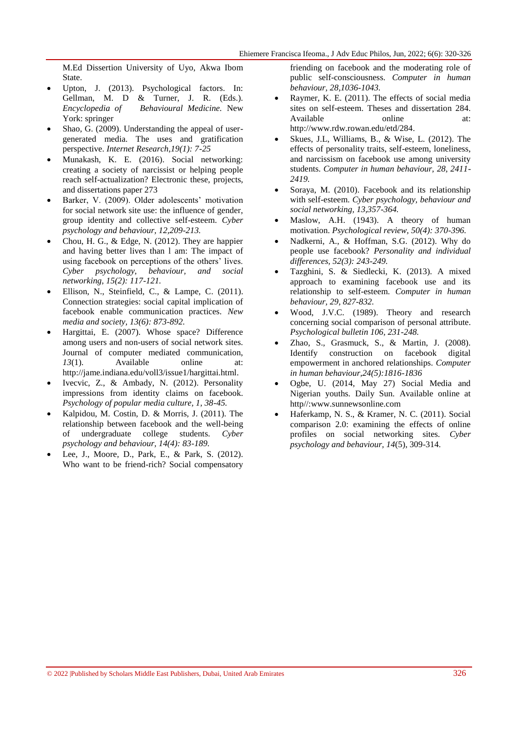M.Ed Dissertion University of Uyo, Akwa Ibom State.

- Upton, J. (2013). Psychological factors. In: Gellman, M. D & Turner, J. R. (Eds.). *Encyclopedia of Behavioural Medicine.* New York: springer
- Shao, G. (2009). Understanding the appeal of user-generated media. The uses and gratification perspective. *Internet Research,19(1): 7-25*
- Munakash, K. E. (2016). Social networking: creating a society of narcissist or helping people reach self-actualization? Electronic these, projects, and dissertations paper 273
- Barker, V. (2009). Older adolescents' motivation for social network site use: the influence of gender, group identity and collective self-esteem. *Cyber psychology and behaviour, 12,209-213.*
- Chou, H. G., & Edge, N. (2012). They are happier and having better lives than l am: The impact of using facebook on perceptions of the others' lives. *Cyber psychology, behaviour, and social networking, 15(2): 117-121.*
- Ellison, N., Steinfield, C., & Lampe, C. (2011). Connection strategies: social capital implication of facebook enable communication practices. *New media and society, 13(6): 873-892.*
- Hargittai, E. (2007). Whose space? Difference among users and non-users of social network sites. Journal of computer mediated communication, *13*(1). Available online at: http://jame.indiana.edu/voll3/issue1/hargittai.html.
- Ivecvic, Z., & Ambady, N. (2012). Personality impressions from identity claims on facebook. *Psychology of popular media culture, 1, 38-45.*
- Kalpidou, M. Costin, D. & Morris, J. (2011). The relationship between facebook and the well-being of undergraduate college students. *Cyber psychology and behaviour, 14(4): 83-189.*
- Lee, J., Moore, D., Park, E., & Park, S. (2012). Who want to be friend-rich? Social compensatory friending on facebook and the moderating role of public self-consciousness. *Computer in human behaviour, 28,1036-1043.*
- Raymer, K. E. (2011). The effects of social media sites on self-esteem. Theses and dissertation 284. Available online at: http://www.rdw.rowan.edu/etd/284.
- Skues, J.L, Williams, B., & Wise, L. (2012). The effects of personality traits, self-esteem, loneliness, and narcissism on facebook use among university students. *Computer in human behaviour, 28, 2411-2419.*
- Soraya, M. (2010). Facebook and its relationship with self-esteem. *Cyber psychology, behaviour and social networking, 13,357-364.*
- Maslow, A.H. (1943). A theory of human motivation. *Psychological review, 50(4): 370-396.*
- Nadkerni, A., & Hoffman, S.G. (2012). Why do people use facebook? *Personality and individual differences, 52(3): 243-249.*
- Tazghini, S. & Siedlecki, K. (2013). A mixed approach to examining facebook use and its relationship to self-esteem. *Computer in human behaviour, 29, 827-832.*
- Wood, J.V.C. (1989). Theory and research concerning social comparison of personal attribute. *Psychological bulletin 106, 231-248.*
- Zhao, S., Grasmuck, S., & Martin, J. (2008). Identify construction on facebook digital empowerment in anchored relationships. *Computer in human behaviour,24(5):1816-1836*
- Ogbe, U. (2014, May 27) Social Media and Nigerian youths. Daily Sun. Available online at http//:www.sunnewsonline.com
- Haferkamp, N. S., & Kramer, N. C. (2011). Social comparison 2.0: examining the effects of online profiles on social networking sites. *Cyber psychology and behaviour, 14*(5), 309-314.